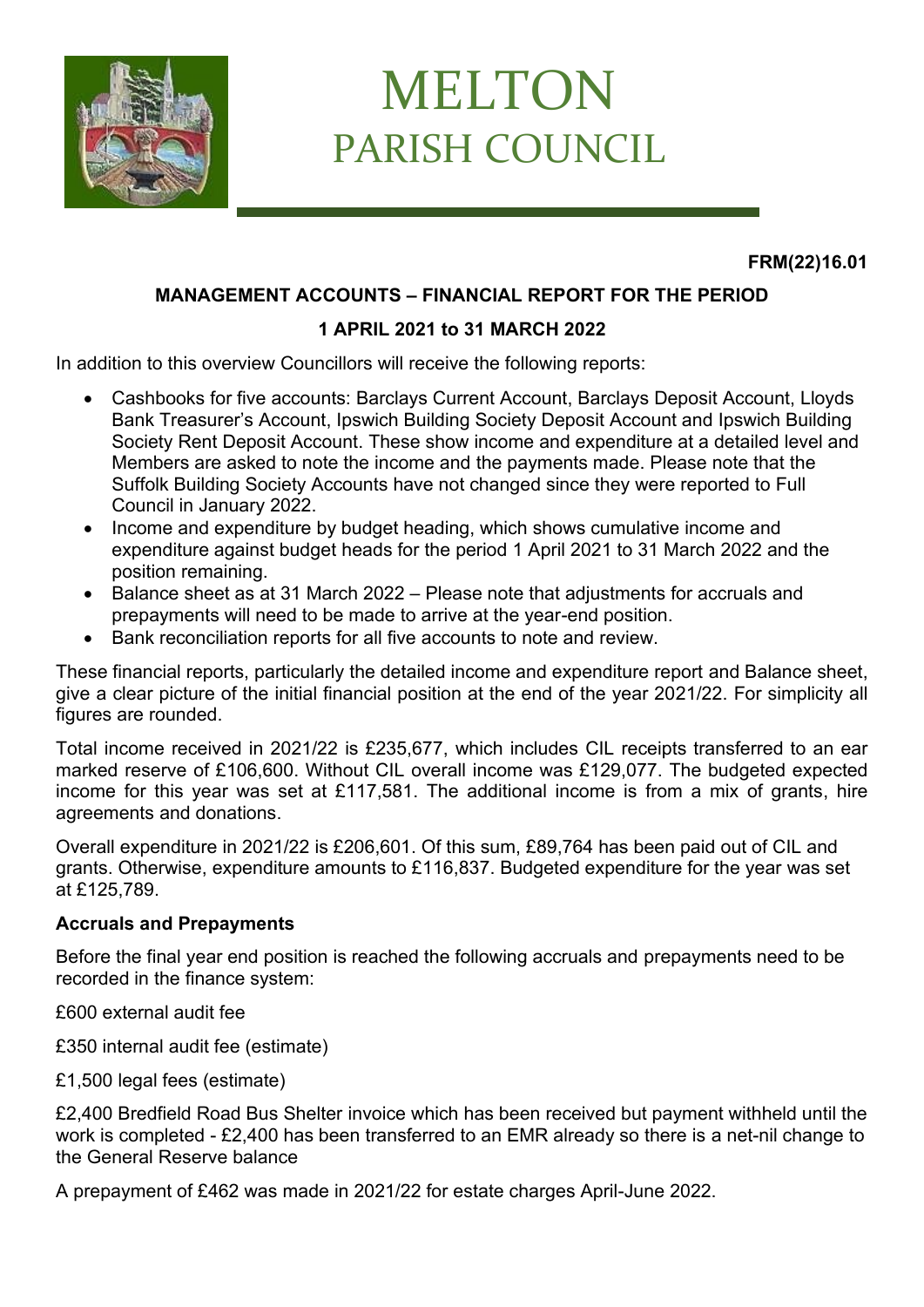# MELTON
## PARISH COUNCIL

**FRM(22)16.01**

**MANAGEMENT ACCOUNTS – FINANCIAL REPORT FOR THE PERIOD**

**1 APRIL 2021 to 31 MARCH 2022**

In addition to this overview Councillors will receive the following reports:

- Cashbooks for five accounts: Barclays Current Account, Barclays Deposit Account, Lloyds Bank Treasurer's Account, Ipswich Building Society Deposit Account and Ipswich Building Society Rent Deposit Account. These show income and expenditure at a detailed level and Members are asked to note the income and the payments made. Please note that the Suffolk Building Society Accounts have not changed since they were reported to Full Council in January 2022.
- Income and expenditure by budget heading, which shows cumulative income and expenditure against budget heads for the period 1 April 2021 to 31 March 2022 and the position remaining.
- Balance sheet as at 31 March 2022 – Please note that adjustments for accruals and prepayments will need to be made to arrive at the year-end position.
- Bank reconciliation reports for all five accounts to note and review.

These financial reports, particularly the detailed income and expenditure report and Balance sheet, give a clear picture of the initial financial position at the end of the year 2021/22. For simplicity all figures are rounded.

Total income received in 2021/22 is £235,677, which includes CIL receipts transferred to an ear marked reserve of £106,600. Without CIL overall income was £129,077. The budgeted expected income for this year was set at £117,581. The additional income is from a mix of grants, hire agreements and donations.

Overall expenditure in 2021/22 is £206,601. Of this sum, £89,764 has been paid out of CIL and grants. Otherwise, expenditure amounts to £116,837. Budgeted expenditure for the year was set at £125,789.

**Accruals and Prepayments**

Before the final year end position is reached the following accruals and prepayments need to be recorded in the finance system:

£600 external audit fee

£350 internal audit fee (estimate)

£1,500 legal fees (estimate)

£2,400 Bredfield Road Bus Shelter invoice which has been received but payment withheld until the work is completed - £2,400 has been transferred to an EMR already so there is a net-nil change to the General Reserve balance

A prepayment of £462 was made in 2021/22 for estate charges April-June 2022.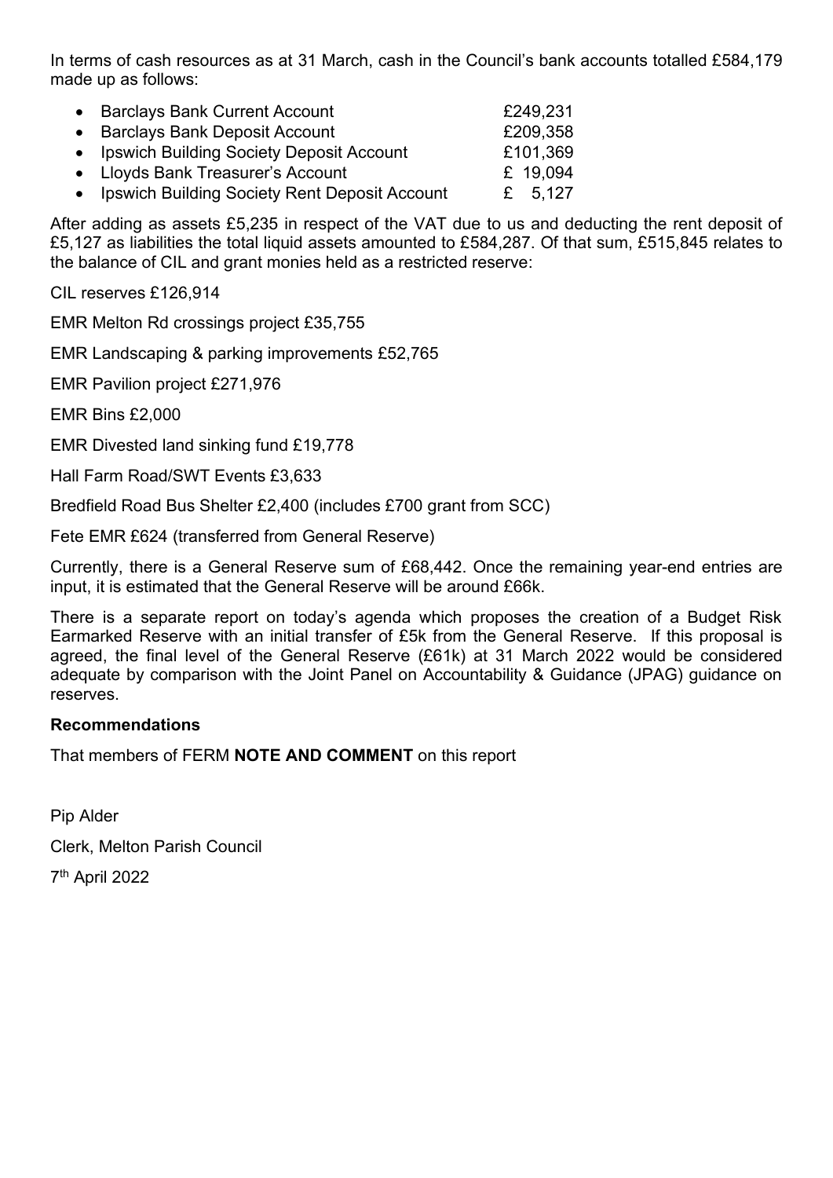In terms of cash resources as at 31 March, cash in the Council's bank accounts totalled £584,179 made up as follows:

- Barclays Bank Current Account £249,231
- Barclays Bank Deposit Account £209,358
- Ipswich Building Society Deposit Account £101,369
- Lloyds Bank Treasurer's Account £ 19,094
- Ipswich Building Society Rent Deposit Account £ 5,127

After adding as assets £5,235 in respect of the VAT due to us and deducting the rent deposit of £5,127 as liabilities the total liquid assets amounted to £584,287. Of that sum, £515,845 relates to the balance of CIL and grant monies held as a restricted reserve:

CIL reserves £126,914

EMR Melton Rd crossings project £35,755

EMR Landscaping & parking improvements £52,765

EMR Pavilion project £271,976

EMR Bins £2,000

EMR Divested land sinking fund £19,778

Hall Farm Road/SWT Events £3,633

Bredfield Road Bus Shelter £2,400 (includes £700 grant from SCC)

Fete EMR £624 (transferred from General Reserve)

Currently, there is a General Reserve sum of £68,442. Once the remaining year-end entries are input, it is estimated that the General Reserve will be around £66k.

There is a separate report on today's agenda which proposes the creation of a Budget Risk Earmarked Reserve with an initial transfer of £5k from the General Reserve. If this proposal is agreed, the final level of the General Reserve (£61k) at 31 March 2022 would be considered adequate by comparison with the Joint Panel on Accountability & Guidance (JPAG) guidance on reserves.

**Recommendations**

That members of FERM **NOTE AND COMMENT** on this report

Pip Alder

Clerk, Melton Parish Council

7th April 2022